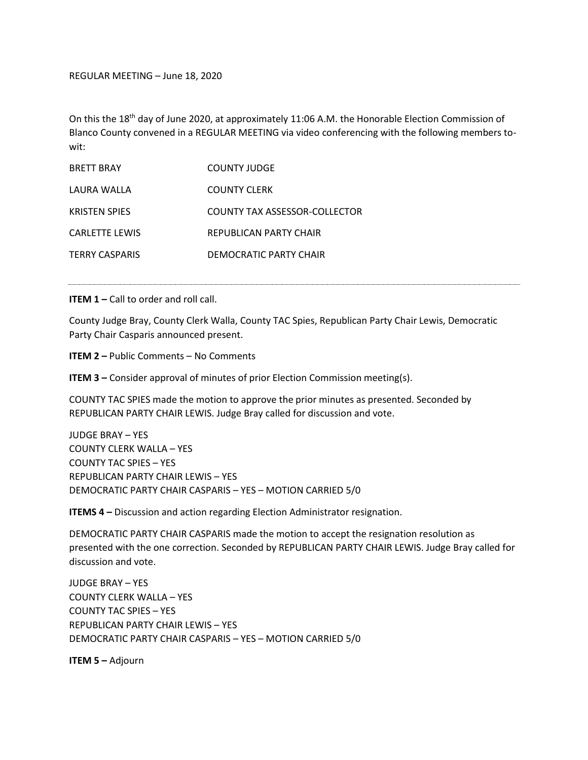REGULAR MEETING – June 18, 2020

On this the 18th day of June 2020, at approximately 11:06 A.M. the Honorable Election Commission of Blanco County convened in a REGULAR MEETING via video conferencing with the following members to-wit:

| | |
|---|---|
| BRETT BRAY | COUNTY JUDGE |
| LAURA WALLA | COUNTY CLERK |
| KRISTEN SPIES | COUNTY TAX ASSESSOR-COLLECTOR |
| CARLETTE LEWIS | REPUBLICAN PARTY CHAIR |
| TERRY CASPARIS | DEMOCRATIC PARTY CHAIR |

---

**ITEM 1 –** Call to order and roll call.

County Judge Bray, County Clerk Walla, County TAC Spies, Republican Party Chair Lewis, Democratic Party Chair Casparis announced present.

**ITEM 2 –** Public Comments – No Comments

**ITEM 3 –** Consider approval of minutes of prior Election Commission meeting(s).

COUNTY TAC SPIES made the motion to approve the prior minutes as presented. Seconded by REPUBLICAN PARTY CHAIR LEWIS. Judge Bray called for discussion and vote.

JUDGE BRAY – YES
COUNTY CLERK WALLA – YES
COUNTY TAC SPIES – YES
REPUBLICAN PARTY CHAIR LEWIS – YES
DEMOCRATIC PARTY CHAIR CASPARIS – YES – MOTION CARRIED 5/0

**ITEMS 4 –** Discussion and action regarding Election Administrator resignation.

DEMOCRATIC PARTY CHAIR CASPARIS made the motion to accept the resignation resolution as presented with the one correction. Seconded by REPUBLICAN PARTY CHAIR LEWIS. Judge Bray called for discussion and vote.

JUDGE BRAY – YES
COUNTY CLERK WALLA – YES
COUNTY TAC SPIES – YES
REPUBLICAN PARTY CHAIR LEWIS – YES
DEMOCRATIC PARTY CHAIR CASPARIS – YES – MOTION CARRIED 5/0

**ITEM 5 –** Adjourn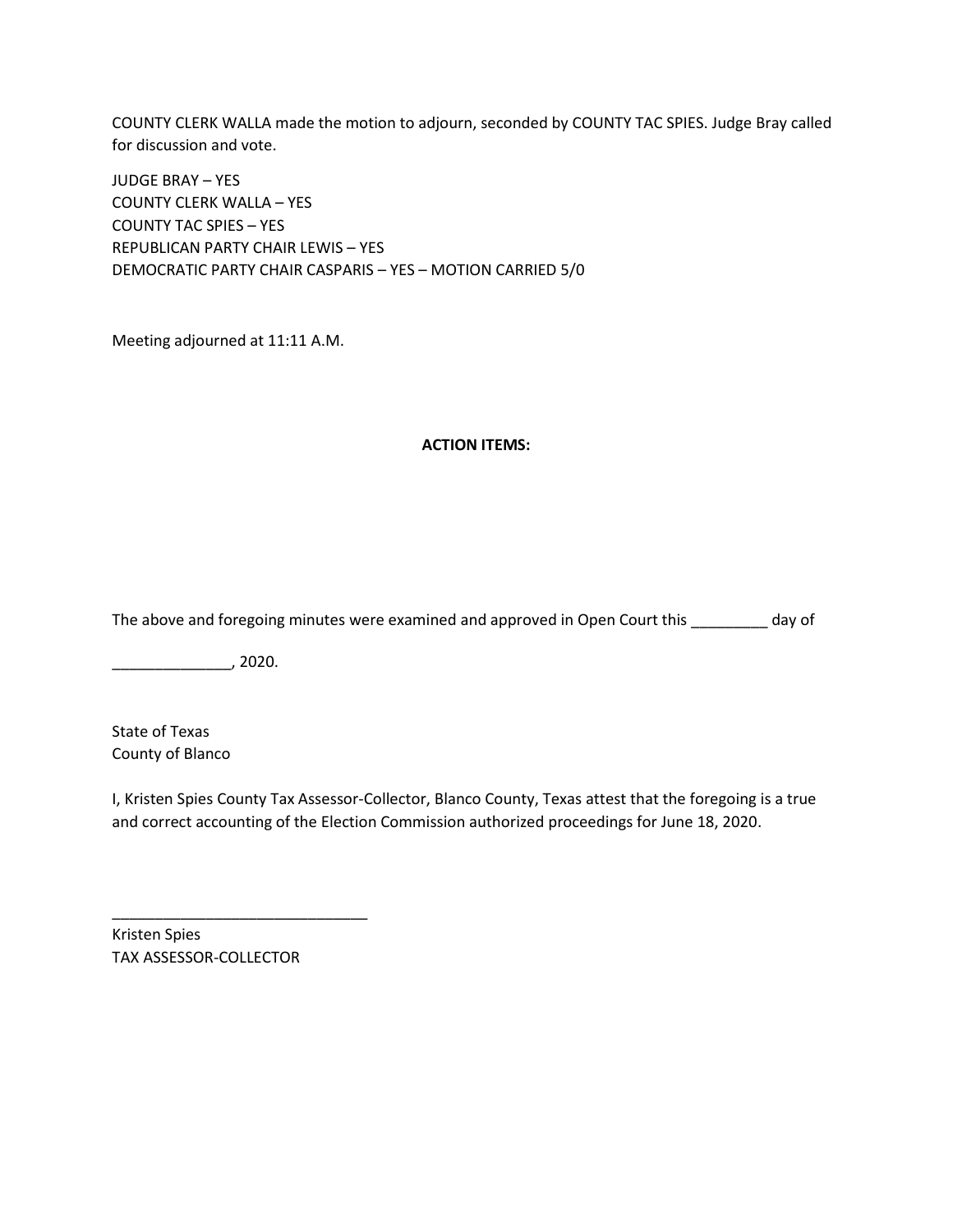COUNTY CLERK WALLA made the motion to adjourn, seconded by COUNTY TAC SPIES. Judge Bray called for discussion and vote.

JUDGE BRAY – YES
COUNTY CLERK WALLA – YES
COUNTY TAC SPIES – YES
REPUBLICAN PARTY CHAIR LEWIS – YES
DEMOCRATIC PARTY CHAIR CASPARIS – YES – MOTION CARRIED 5/0

Meeting adjourned at 11:11 A.M.

**ACTION ITEMS:**

The above and foregoing minutes were examined and approved in Open Court this _________ day of

______________, 2020.

State of Texas
County of Blanco

I, Kristen Spies County Tax Assessor-Collector, Blanco County, Texas attest that the foregoing is a true and correct accounting of the Election Commission authorized proceedings for June 18, 2020.

______________________________
Kristen Spies
TAX ASSESSOR-COLLECTOR